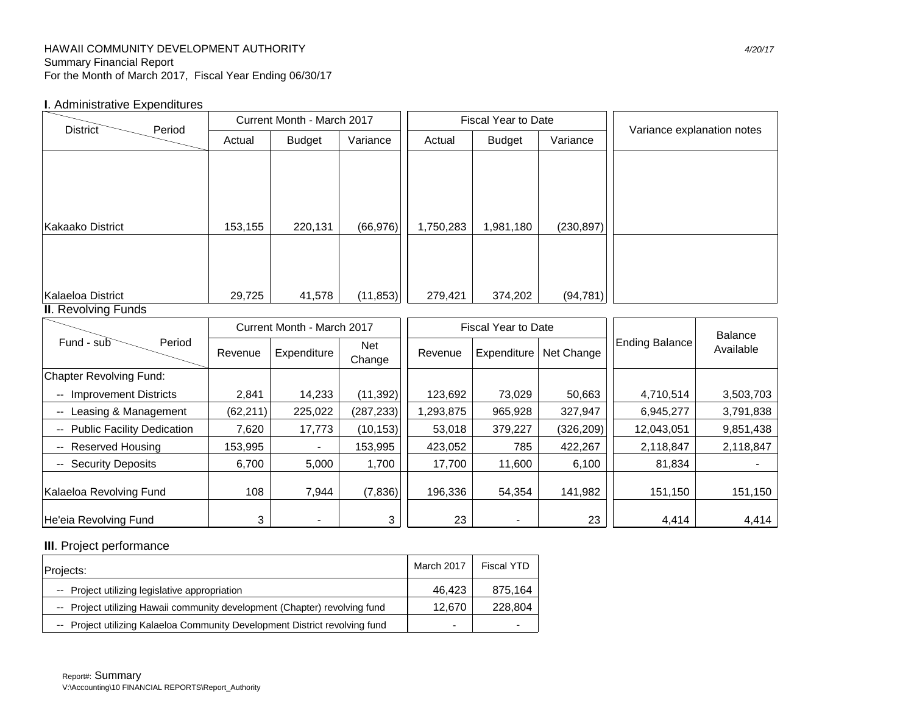HAWAII COMMUNITY DEVELOPMENT AUTHORITY
Summary Financial Report
For the Month of March 2017, Fiscal Year Ending 06/30/17

*4/20/17*

**I**. Administrative Expenditures

| District / Period | Current Month - March 2017 | | | Fiscal Year to Date | | | Variance explanation notes |
|---|---|---|---|---|---|---|---|
| | Actual | Budget | Variance | Actual | Budget | Variance | |
| Kakaako District | 153,155 | 220,131 | (66,976) | 1,750,283 | 1,981,180 | (230,897) | |
| Kalaeloa District | 29,725 | 41,578 | (11,853) | 279,421 | 374,202 | (94,781) | |

**II**. Revolving Funds

| Fund - sub / Period | Current Month - March 2017 | | | Fiscal Year to Date | | | Ending Balance | Balance Available |
|---|---|---|---|---|---|---|---|---|
| | Revenue | Expenditure | Net Change | Revenue | Expenditure | Net Change | | |
| Chapter Revolving Fund: | | | | | | | | |
| -- Improvement Districts | 2,841 | 14,233 | (11,392) | 123,692 | 73,029 | 50,663 | 4,710,514 | 3,503,703 |
| -- Leasing & Management | (62,211) | 225,022 | (287,233) | 1,293,875 | 965,928 | 327,947 | 6,945,277 | 3,791,838 |
| -- Public Facility Dedication | 7,620 | 17,773 | (10,153) | 53,018 | 379,227 | (326,209) | 12,043,051 | 9,851,438 |
| -- Reserved Housing | 153,995 | - | 153,995 | 423,052 | 785 | 422,267 | 2,118,847 | 2,118,847 |
| -- Security Deposits | 6,700 | 5,000 | 1,700 | 17,700 | 11,600 | 6,100 | 81,834 | - |
| Kalaeloa Revolving Fund | 108 | 7,944 | (7,836) | 196,336 | 54,354 | 141,982 | 151,150 | 151,150 |
| He'eia Revolving Fund | 3 | - | 3 | 23 | - | 23 | 4,414 | 4,414 |

**III**. Project performance

| Projects: | March 2017 | Fiscal YTD |
|---|---|---|
| -- Project utilizing legislative appropriation | 46,423 | 875,164 |
| -- Project utilizing Hawaii community development (Chapter) revolving fund | 12,670 | 228,804 |
| -- Project utilizing Kalaeloa Community Development District revolving fund | - | - |

Report#: Summary
V:\Accounting\10 FINANCIAL REPORTS\Report_Authority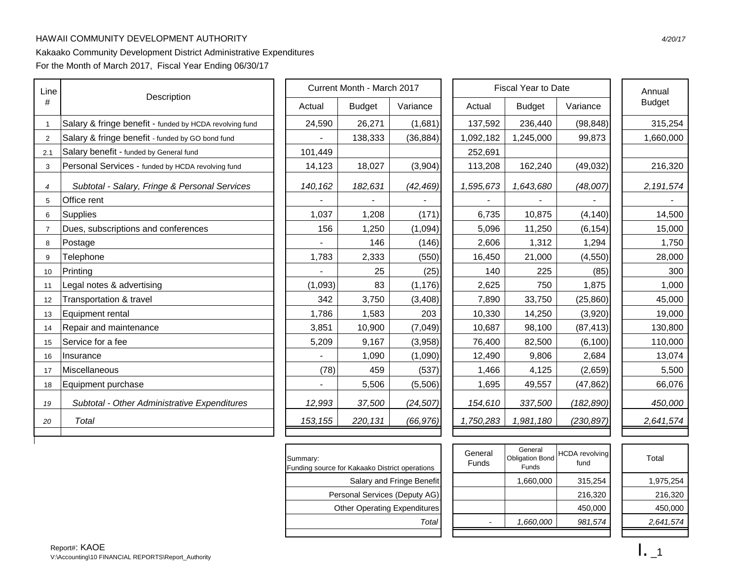HAWAII COMMUNITY DEVELOPMENT AUTHORITY

4/20/17

Kakaako Community Development District Administrative Expenditures

For the Month of March 2017, Fiscal Year Ending 06/30/17

| Line # | Description | Current Month - March 2017 | | | Fiscal Year to Date | | | Annual Budget |
|---|---|---|---|---|---|---|---|---|
| | | Actual | Budget | Variance | Actual | Budget | Variance | |
| 1 | Salary & fringe benefit - funded by HCDA revolving fund | 24,590 | 26,271 | (1,681) | 137,592 | 236,440 | (98,848) | 315,254 |
| 2 | Salary & fringe benefit - funded by GO bond fund | - | 138,333 | (36,884) | 1,092,182 | 1,245,000 | 99,873 | 1,660,000 |
| 2.1 | Salary benefit - funded by General fund | 101,449 | | | 252,691 | | | |
| 3 | Personal Services - funded by HCDA revolving fund | 14,123 | 18,027 | (3,904) | 113,208 | 162,240 | (49,032) | 216,320 |
| *4* | *Subtotal - Salary, Fringe & Personal Services* | *140,162* | *182,631* | *(42,469)* | *1,595,673* | *1,643,680* | *(48,007)* | *2,191,574* |
| 5 | Office rent | - | - | - | - | - | - | - |
| 6 | Supplies | 1,037 | 1,208 | (171) | 6,735 | 10,875 | (4,140) | 14,500 |
| 7 | Dues, subscriptions and conferences | 156 | 1,250 | (1,094) | 5,096 | 11,250 | (6,154) | 15,000 |
| 8 | Postage | - | 146 | (146) | 2,606 | 1,312 | 1,294 | 1,750 |
| 9 | Telephone | 1,783 | 2,333 | (550) | 16,450 | 21,000 | (4,550) | 28,000 |
| 10 | Printing | - | 25 | (25) | 140 | 225 | (85) | 300 |
| 11 | Legal notes & advertising | (1,093) | 83 | (1,176) | 2,625 | 750 | 1,875 | 1,000 |
| 12 | Transportation & travel | 342 | 3,750 | (3,408) | 7,890 | 33,750 | (25,860) | 45,000 |
| 13 | Equipment rental | 1,786 | 1,583 | 203 | 10,330 | 14,250 | (3,920) | 19,000 |
| 14 | Repair and maintenance | 3,851 | 10,900 | (7,049) | 10,687 | 98,100 | (87,413) | 130,800 |
| 15 | Service for a fee | 5,209 | 9,167 | (3,958) | 76,400 | 82,500 | (6,100) | 110,000 |
| 16 | Insurance | - | 1,090 | (1,090) | 12,490 | 9,806 | 2,684 | 13,074 |
| 17 | Miscellaneous | (78) | 459 | (537) | 1,466 | 4,125 | (2,659) | 5,500 |
| 18 | Equipment purchase | - | 5,506 | (5,506) | 1,695 | 49,557 | (47,862) | 66,076 |
| *19* | *Subtotal - Other Administrative Expenditures* | *12,993* | *37,500* | *(24,507)* | *154,610* | *337,500* | *(182,890)* | *450,000* |
| *20* | *Total* | *153,155* | *220,131* | *(66,976)* | *1,750,283* | *1,981,180* | *(230,897)* | *2,641,574* |

| Summary: Funding source for Kakaako District operations | General Funds | General Obligation Bond Funds | HCDA revolving fund | Total |
|---|---|---|---|---|
| Salary and Fringe Benefit | | 1,660,000 | 315,254 | 1,975,254 |
| Personal Services (Deputy AG) | | | 216,320 | 216,320 |
| Other Operating Expenditures | | | 450,000 | 450,000 |
| *Total* | - | *1,660,000* | *981,574* | *2,641,574* |

Report#: KAOE
V:\Accounting\10 FINANCIAL REPORTS\Report_Authority

I. _1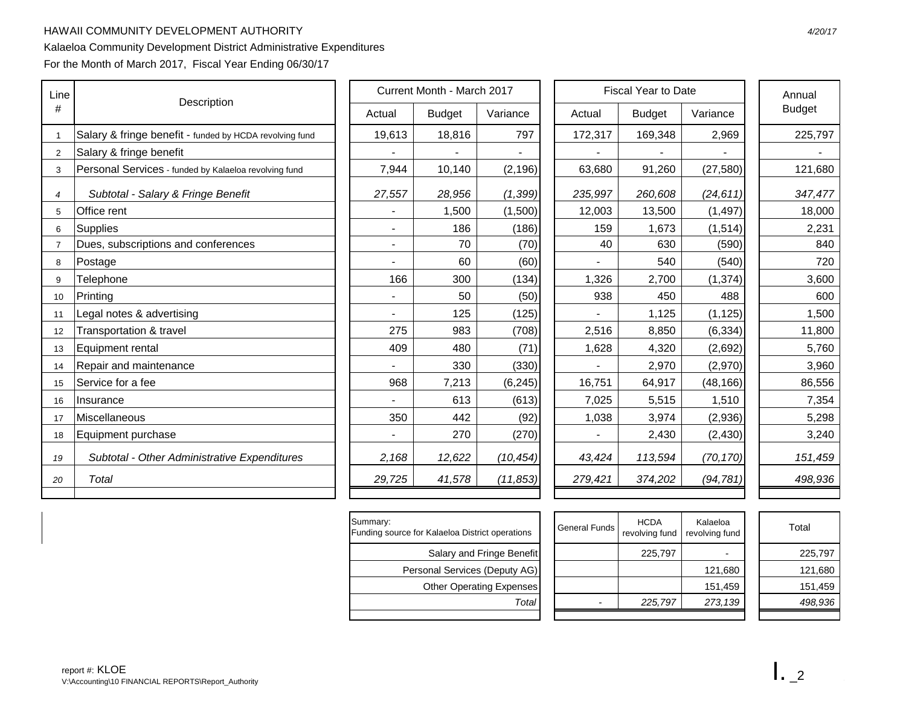HAWAII COMMUNITY DEVELOPMENT AUTHORITY

4/20/17

Kalaeloa Community Development District Administrative Expenditures

For the Month of March 2017, Fiscal Year Ending 06/30/17

| Line # | Description | Current Month - March 2017 | | | Fiscal Year to Date | | | Annual Budget |
|---|---|---|---|---|---|---|---|---|
| | | Actual | Budget | Variance | Actual | Budget | Variance | |
| 1 | Salary & fringe benefit - funded by HCDA revolving fund | 19,613 | 18,816 | 797 | 172,317 | 169,348 | 2,969 | 225,797 |
| 2 | Salary & fringe benefit | - | - | - | - | - | - | - |
| 3 | Personal Services - funded by Kalaeloa revolving fund | 7,944 | 10,140 | (2,196) | 63,680 | 91,260 | (27,580) | 121,680 |
| *4* | *Subtotal - Salary & Fringe Benefit* | *27,557* | *28,956* | *(1,399)* | *235,997* | *260,608* | *(24,611)* | *347,477* |
| 5 | Office rent | - | 1,500 | (1,500) | 12,003 | 13,500 | (1,497) | 18,000 |
| 6 | Supplies | - | 186 | (186) | 159 | 1,673 | (1,514) | 2,231 |
| 7 | Dues, subscriptions and conferences | - | 70 | (70) | 40 | 630 | (590) | 840 |
| 8 | Postage | - | 60 | (60) | - | 540 | (540) | 720 |
| 9 | Telephone | 166 | 300 | (134) | 1,326 | 2,700 | (1,374) | 3,600 |
| 10 | Printing | - | 50 | (50) | 938 | 450 | 488 | 600 |
| 11 | Legal notes & advertising | - | 125 | (125) | - | 1,125 | (1,125) | 1,500 |
| 12 | Transportation & travel | 275 | 983 | (708) | 2,516 | 8,850 | (6,334) | 11,800 |
| 13 | Equipment rental | 409 | 480 | (71) | 1,628 | 4,320 | (2,692) | 5,760 |
| 14 | Repair and maintenance | - | 330 | (330) | - | 2,970 | (2,970) | 3,960 |
| 15 | Service for a fee | 968 | 7,213 | (6,245) | 16,751 | 64,917 | (48,166) | 86,556 |
| 16 | Insurance | - | 613 | (613) | 7,025 | 5,515 | 1,510 | 7,354 |
| 17 | Miscellaneous | 350 | 442 | (92) | 1,038 | 3,974 | (2,936) | 5,298 |
| 18 | Equipment purchase | - | 270 | (270) | - | 2,430 | (2,430) | 3,240 |
| *19* | *Subtotal - Other Administrative Expenditures* | *2,168* | *12,622* | *(10,454)* | *43,424* | *113,594* | *(70,170)* | *151,459* |
| *20* | *Total* | *29,725* | *41,578* | *(11,853)* | *279,421* | *374,202* | *(94,781)* | *498,936* |

| Summary: Funding source for Kalaeloa District operations | General Funds | HCDA revolving fund | Kalaeloa revolving fund | Total |
|---|---|---|---|---|
| Salary and Fringe Benefit | | 225,797 | - | 225,797 |
| Personal Services (Deputy AG) | | | 121,680 | 121,680 |
| Other Operating Expenses | | | 151,459 | 151,459 |
| *Total* | - | *225,797* | *273,139* | *498,936* |

report #: KLOE
V:\Accounting\10 FINANCIAL REPORTS\Report_Authority

I. _2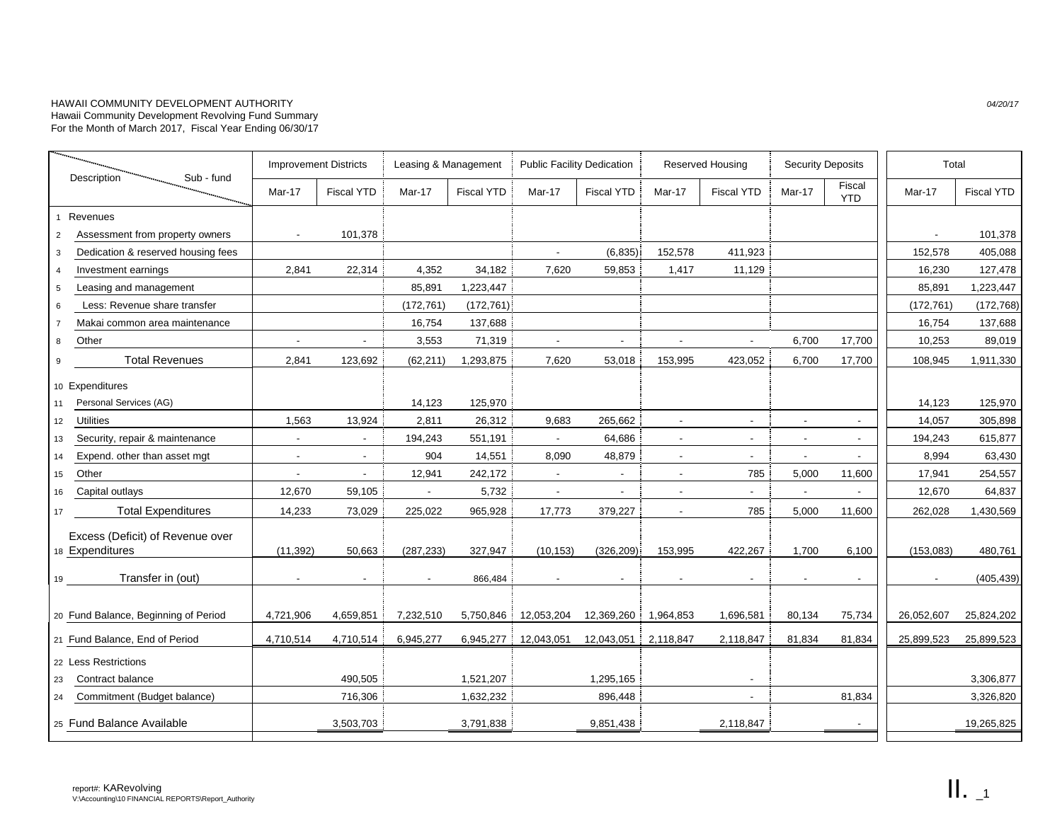HAWAII COMMUNITY DEVELOPMENT AUTHORITY
Hawaii Community Development Revolving Fund Summary
For the Month of March 2017, Fiscal Year Ending 06/30/17

*04/20/17*

| | Description / Sub - fund | Improvement Districts | | Leasing & Management | | Public Facility Dedication | | Reserved Housing | | Security Deposits | | Total | |
|---|---|---|---|---|---|---|---|---|---|---|---|---|---|
| | | Mar-17 | Fiscal YTD | Mar-17 | Fiscal YTD | Mar-17 | Fiscal YTD | Mar-17 | Fiscal YTD | Mar-17 | Fiscal YTD | Mar-17 | Fiscal YTD |
| 1 | Revenues | | | | | | | | | | | | |
| 2 | Assessment from property owners | - | 101,378 | | | | | | | | | - | 101,378 |
| 3 | Dedication & reserved housing fees | | | | | - | (6,835) | 152,578 | 411,923 | | | 152,578 | 405,088 |
| 4 | Investment earnings | 2,841 | 22,314 | 4,352 | 34,182 | 7,620 | 59,853 | 1,417 | 11,129 | | | 16,230 | 127,478 |
| 5 | Leasing and management | | | 85,891 | 1,223,447 | | | | | | | 85,891 | 1,223,447 |
| 6 | Less: Revenue share transfer | | | (172,761) | (172,761) | | | | | | | (172,761) | (172,768) |
| 7 | Makai common area maintenance | | | 16,754 | 137,688 | | | | | | | 16,754 | 137,688 |
| 8 | Other | - | - | 3,553 | 71,319 | - | - | - | - | 6,700 | 17,700 | 10,253 | 89,019 |
| 9 | Total Revenues | 2,841 | 123,692 | (62,211) | 1,293,875 | 7,620 | 53,018 | 153,995 | 423,052 | 6,700 | 17,700 | 108,945 | 1,911,330 |
| 10 | Expenditures | | | | | | | | | | | | |
| 11 | Personal Services (AG) | | | 14,123 | 125,970 | | | | | | | 14,123 | 125,970 |
| 12 | Utilities | 1,563 | 13,924 | 2,811 | 26,312 | 9,683 | 265,662 | - | - | - | - | 14,057 | 305,898 |
| 13 | Security, repair & maintenance | - | - | 194,243 | 551,191 | - | 64,686 | - | - | - | - | 194,243 | 615,877 |
| 14 | Expend. other than asset mgt | - | - | 904 | 14,551 | 8,090 | 48,879 | - | - | - | - | 8,994 | 63,430 |
| 15 | Other | - | - | 12,941 | 242,172 | - | - | - | 785 | 5,000 | 11,600 | 17,941 | 254,557 |
| 16 | Capital outlays | 12,670 | 59,105 | - | 5,732 | - | - | - | - | - | - | 12,670 | 64,837 |
| 17 | Total Expenditures | 14,233 | 73,029 | 225,022 | 965,928 | 17,773 | 379,227 | - | 785 | 5,000 | 11,600 | 262,028 | 1,430,569 |
| 18 | Excess (Deficit) of Revenue over Expenditures | (11,392) | 50,663 | (287,233) | 327,947 | (10,153) | (326,209) | 153,995 | 422,267 | 1,700 | 6,100 | (153,083) | 480,761 |
| 19 | Transfer in (out) | - | - | - | 866,484 | - | - | - | - | - | - | - | (405,439) |
| 20 | Fund Balance, Beginning of Period | 4,721,906 | 4,659,851 | 7,232,510 | 5,750,846 | 12,053,204 | 12,369,260 | 1,964,853 | 1,696,581 | 80,134 | 75,734 | 26,052,607 | 25,824,202 |
| 21 | Fund Balance, End of Period | 4,710,514 | 4,710,514 | 6,945,277 | 6,945,277 | 12,043,051 | 12,043,051 | 2,118,847 | 2,118,847 | 81,834 | 81,834 | 25,899,523 | 25,899,523 |
| 22 | Less Restrictions | | | | | | | | | | | | |
| 23 | Contract balance | | 490,505 | | 1,521,207 | | 1,295,165 | | - | | | | 3,306,877 |
| 24 | Commitment (Budget balance) | | 716,306 | | 1,632,232 | | 896,448 | | - | | 81,834 | | 3,326,820 |
| 25 | Fund Balance Available | | 3,503,703 | | 3,791,838 | | 9,851,438 | | 2,118,847 | | - | | 19,265,825 |

report#: KARevolving
V:\Accounting\10 FINANCIAL REPORTS\Report_Authority

II. _1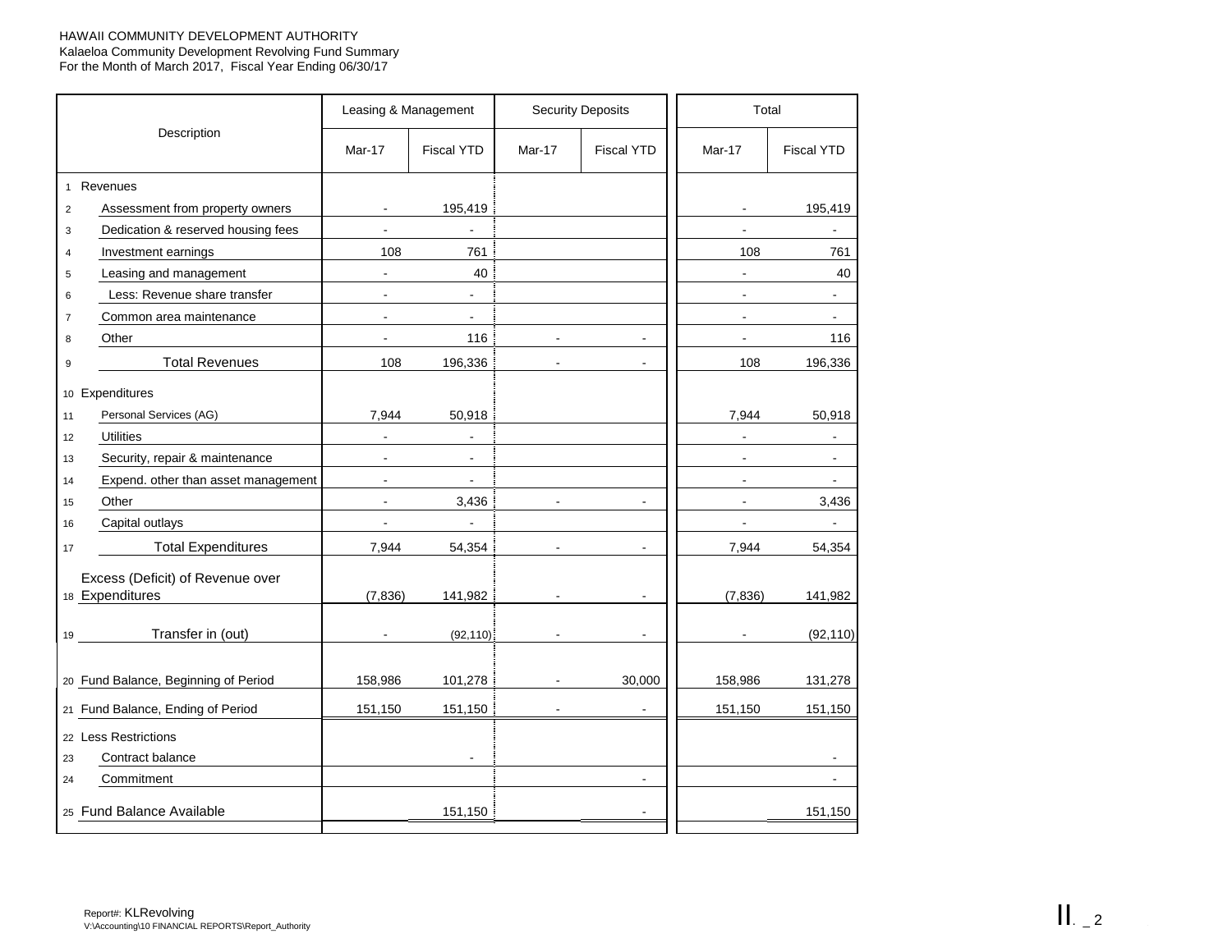HAWAII COMMUNITY DEVELOPMENT AUTHORITY
Kalaeloa Community Development Revolving Fund Summary
For the Month of March 2017, Fiscal Year Ending 06/30/17

| | Description | Leasing & Management | | Security Deposits | | Total | |
|---|---|---|---|---|---|---|---|
| | | Mar-17 | Fiscal YTD | Mar-17 | Fiscal YTD | Mar-17 | Fiscal YTD |
| 1 | Revenues | | | | | | |
| 2 | Assessment from property owners | - | 195,419 | | | - | 195,419 |
| 3 | Dedication & reserved housing fees | - | - | | | - | - |
| 4 | Investment earnings | 108 | 761 | | | 108 | 761 |
| 5 | Leasing and management | - | 40 | | | - | 40 |
| 6 | Less: Revenue share transfer | - | - | | | - | - |
| 7 | Common area maintenance | - | - | | | - | - |
| 8 | Other | - | 116 | - | - | - | 116 |
| 9 | Total Revenues | 108 | 196,336 | - | - | 108 | 196,336 |
| 10 | Expenditures | | | | | | |
| 11 | Personal Services (AG) | 7,944 | 50,918 | | | 7,944 | 50,918 |
| 12 | Utilities | - | - | | | - | - |
| 13 | Security, repair & maintenance | - | - | | | - | - |
| 14 | Expend. other than asset management | - | - | | | - | - |
| 15 | Other | - | 3,436 | - | - | - | 3,436 |
| 16 | Capital outlays | - | - | | | - | - |
| 17 | Total Expenditures | 7,944 | 54,354 | - | - | 7,944 | 54,354 |
| 18 | Excess (Deficit) of Revenue over Expenditures | (7,836) | 141,982 | - | - | (7,836) | 141,982 |
| 19 | Transfer in (out) | - | (92,110) | - | - | - | (92,110) |
| 20 | Fund Balance, Beginning of Period | 158,986 | 101,278 | - | 30,000 | 158,986 | 131,278 |
| 21 | Fund Balance, Ending of Period | 151,150 | 151,150 | - | - | 151,150 | 151,150 |
| 22 | Less Restrictions | | | | | | |
| 23 | Contract balance | | - | | | | - |
| 24 | Commitment | | | | - | | - |
| 25 | Fund Balance Available | | 151,150 | | - | | 151,150 |

Report#: KLRevolving
V:\Accounting\10 FINANCIAL REPORTS\Report_Authority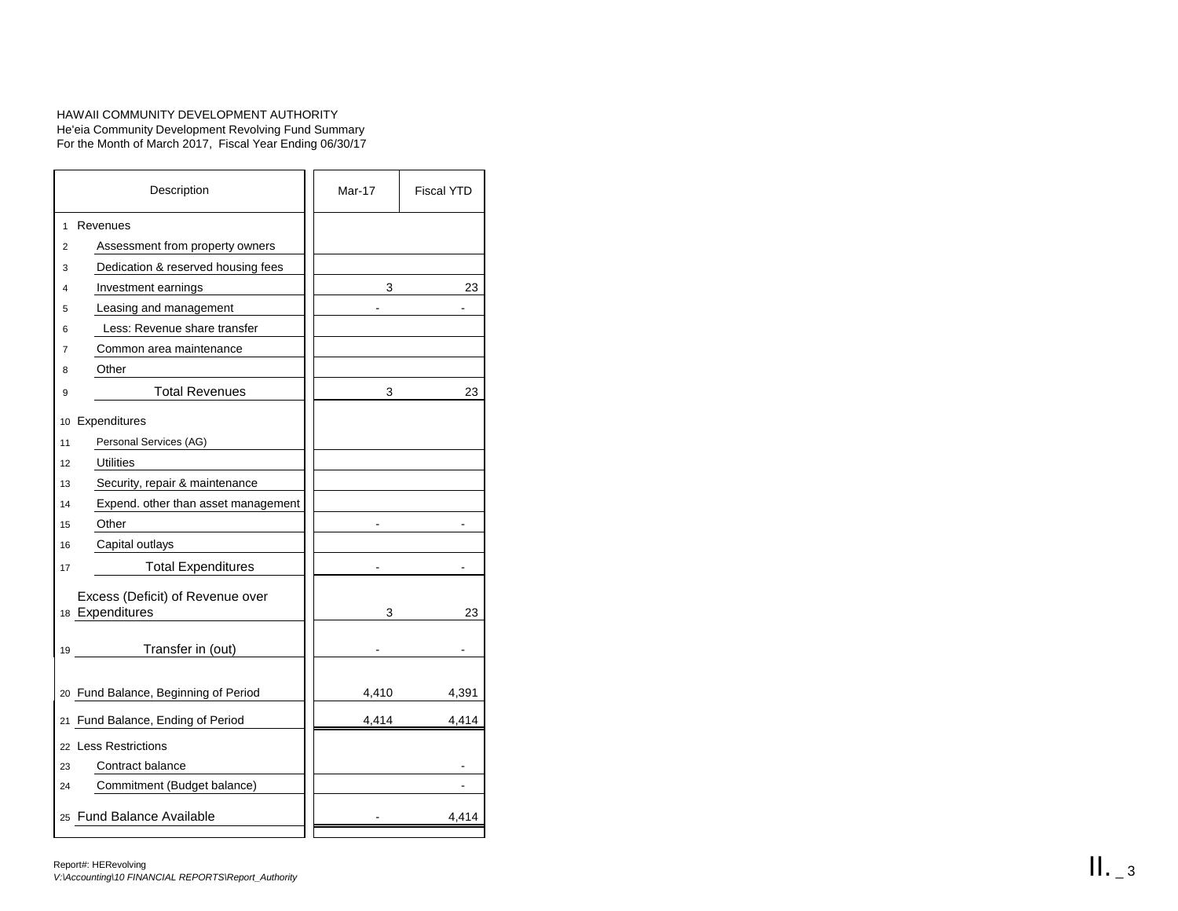HAWAII COMMUNITY DEVELOPMENT AUTHORITY
He'eia Community Development Revolving Fund Summary
For the Month of March 2017, Fiscal Year Ending 06/30/17

| | Description | Mar-17 | Fiscal YTD |
|---|---|---|---|
| 1 | Revenues | | |
| 2 | Assessment from property owners | | |
| 3 | Dedication & reserved housing fees | | |
| 4 | Investment earnings | 3 | 23 |
| 5 | Leasing and management | - | - |
| 6 | Less: Revenue share transfer | | |
| 7 | Common area maintenance | | |
| 8 | Other | | |
| 9 | Total Revenues | 3 | 23 |
| 10 | Expenditures | | |
| 11 | Personal Services (AG) | | |
| 12 | Utilities | | |
| 13 | Security, repair & maintenance | | |
| 14 | Expend. other than asset management | | |
| 15 | Other | - | - |
| 16 | Capital outlays | | |
| 17 | Total Expenditures | - | - |
| 18 | Excess (Deficit) of Revenue over Expenditures | 3 | 23 |
| 19 | Transfer in (out) | - | - |
| 20 | Fund Balance, Beginning of Period | 4,410 | 4,391 |
| 21 | Fund Balance, Ending of Period | 4,414 | 4,414 |
| 22 | Less Restrictions | | |
| 23 | Contract balance | | - |
| 24 | Commitment (Budget balance) | | - |
| 25 | Fund Balance Available | - | 4,414 |

Report#: HERevolving
*V:\Accounting\10 FINANCIAL REPORTS\Report_Authority*

II._3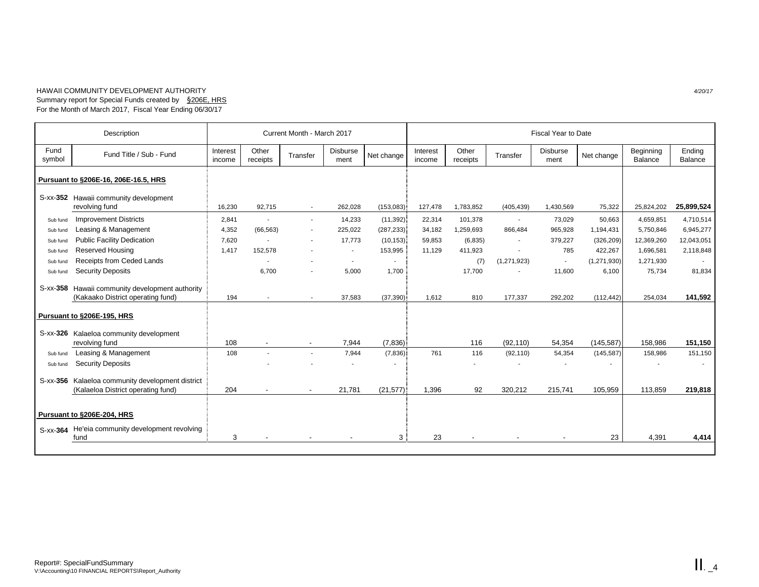HAWAII COMMUNITY DEVELOPMENT AUTHORITY

Summary report for Special Funds created by §206E, HRS

For the Month of March 2017, Fiscal Year Ending 06/30/17

4/20/17

| Description | | Current Month - March 2017 | | | | | Fiscal Year to Date | | | | | | |
|---|---|---|---|---|---|---|---|---|---|---|---|---|---|
| Fund symbol | Fund Title / Sub - Fund | Interest income | Other receipts | Transfer | Disburse ment | Net change | Interest income | Other receipts | Transfer | Disburse ment | Net change | Beginning Balance | Ending Balance |
| **Pursuant to §206E-16, 206E-16.5, HRS** | | | | | | | | | | | | | |
| S-xx-**352** | Hawaii community development revolving fund | 16,230 | 92,715 | - | 262,028 | (153,083) | 127,478 | 1,783,852 | (405,439) | 1,430,569 | 75,322 | 25,824,202 | **25,899,524** |
| Sub fund | Improvement Districts | 2,841 | - | - | 14,233 | (11,392) | 22,314 | 101,378 | - | 73,029 | 50,663 | 4,659,851 | 4,710,514 |
| Sub fund | Leasing & Management | 4,352 | (66,563) | - | 225,022 | (287,233) | 34,182 | 1,259,693 | 866,484 | 965,928 | 1,194,431 | 5,750,846 | 6,945,277 |
| Sub fund | Public Facility Dedication | 7,620 | - | - | 17,773 | (10,153) | 59,853 | (6,835) | - | 379,227 | (326,209) | 12,369,260 | 12,043,051 |
| Sub fund | Reserved Housing | 1,417 | 152,578 | - | - | 153,995 | 11,129 | 411,923 | - | 785 | 422,267 | 1,696,581 | 2,118,848 |
| Sub fund | Receipts from Ceded Lands | | - | - | - | - | | (7) | (1,271,923) | - | (1,271,930) | 1,271,930 | - |
| Sub fund | Security Deposits | | 6,700 | - | 5,000 | 1,700 | | 17,700 | - | 11,600 | 6,100 | 75,734 | 81,834 |
| S-xx-**358** | Hawaii community development authority (Kakaako District operating fund) | 194 | - | - | 37,583 | (37,390) | 1,612 | 810 | 177,337 | 292,202 | (112,442) | 254,034 | **141,592** |
| **Pursuant to §206E-195, HRS** | | | | | | | | | | | | | |
| S-xx-**326** | Kalaeloa community development revolving fund | 108 | - | - | 7,944 | (7,836) | | 116 | (92,110) | 54,354 | (145,587) | 158,986 | **151,150** |
| Sub fund | Leasing & Management | 108 | - | - | 7,944 | (7,836) | 761 | 116 | (92,110) | 54,354 | (145,587) | 158,986 | 151,150 |
| Sub fund | Security Deposits | | - | - | - | - | | - | - | - | - | - | - |
| S-xx-**356** | Kalaeloa community development district (Kalaeloa District operating fund) | 204 | - | - | 21,781 | (21,577) | 1,396 | 92 | 320,212 | 215,741 | 105,959 | 113,859 | **219,818** |
| **Pursuant to §206E-204, HRS** | | | | | | | | | | | | | |
| S-xx-**364** | He'eia community development revolving fund | 3 | - | - | - | 3 | 23 | - | - | - | 23 | 4,391 | **4,414** |

Report#: SpecialFundSummary
V:\Accounting\10 FINANCIAL REPORTS\Report_Authority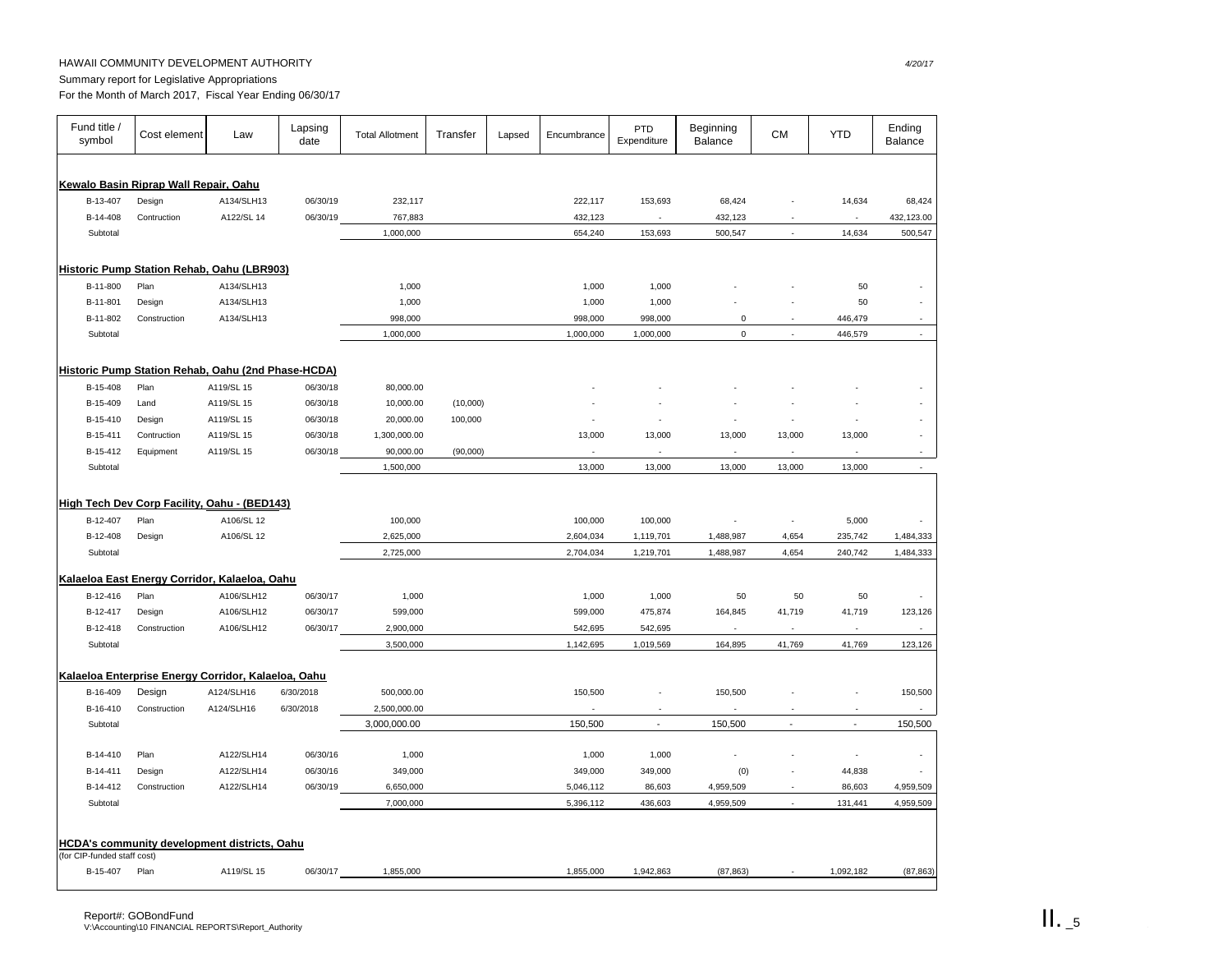HAWAII COMMUNITY DEVELOPMENT AUTHORITY

Summary report for Legislative Appropriations

For the Month of March 2017, Fiscal Year Ending 06/30/17

*4/20/17*

| Fund title / symbol | Cost element | Law | Lapsing date | Total Allotment | Transfer | Lapsed | Encumbrance | PTD Expenditure | Beginning Balance | CM | YTD | Ending Balance |
|---|---|---|---|---|---|---|---|---|---|---|---|---|
| **Kewalo Basin Riprap Wall Repair, Oahu** | | | | | | | | | | | | |
| B-13-407 | Design | A134/SLH13 | 06/30/19 | 232,117 | | | 222,117 | 153,693 | 68,424 | - | 14,634 | 68,424 |
| B-14-408 | Contruction | A122/SL 14 | 06/30/19 | 767,883 | | | 432,123 | - | 432,123 | - | - | 432,123.00 |
| Subtotal | | | | 1,000,000 | | | 654,240 | 153,693 | 500,547 | - | 14,634 | 500,547 |
| **Historic Pump Station Rehab, Oahu (LBR903)** | | | | | | | | | | | | |
| B-11-800 | Plan | A134/SLH13 | | 1,000 | | | 1,000 | 1,000 | - | - | 50 | - |
| B-11-801 | Design | A134/SLH13 | | 1,000 | | | 1,000 | 1,000 | - | - | 50 | - |
| B-11-802 | Construction | A134/SLH13 | | 998,000 | | | 998,000 | 998,000 | 0 | - | 446,479 | - |
| Subtotal | | | | 1,000,000 | | | 1,000,000 | 1,000,000 | 0 | - | 446,579 | - |
| **Historic Pump Station Rehab, Oahu (2nd Phase-HCDA)** | | | | | | | | | | | | |
| B-15-408 | Plan | A119/SL 15 | 06/30/18 | 80,000.00 | | | - | - | - | - | - | - |
| B-15-409 | Land | A119/SL 15 | 06/30/18 | 10,000.00 | (10,000) | | - | - | - | - | - | - |
| B-15-410 | Design | A119/SL 15 | 06/30/18 | 20,000.00 | 100,000 | | - | - | - | - | - | - |
| B-15-411 | Contruction | A119/SL 15 | 06/30/18 | 1,300,000.00 | | | 13,000 | 13,000 | 13,000 | 13,000 | 13,000 | - |
| B-15-412 | Equipment | A119/SL 15 | 06/30/18 | 90,000.00 | (90,000) | | - | - | - | - | - | - |
| Subtotal | | | | 1,500,000 | | | 13,000 | 13,000 | 13,000 | 13,000 | 13,000 | - |
| **High Tech Dev Corp Facility, Oahu - (BED143)** | | | | | | | | | | | | |
| B-12-407 | Plan | A106/SL 12 | | 100,000 | | | 100,000 | 100,000 | - | - | 5,000 | - |
| B-12-408 | Design | A106/SL 12 | | 2,625,000 | | | 2,604,034 | 1,119,701 | 1,488,987 | 4,654 | 235,742 | 1,484,333 |
| Subtotal | | | | 2,725,000 | | | 2,704,034 | 1,219,701 | 1,488,987 | 4,654 | 240,742 | 1,484,333 |
| **Kalaeloa East Energy Corridor, Kalaeloa, Oahu** | | | | | | | | | | | | |
| B-12-416 | Plan | A106/SLH12 | 06/30/17 | 1,000 | | | 1,000 | 1,000 | 50 | 50 | 50 | - |
| B-12-417 | Design | A106/SLH12 | 06/30/17 | 599,000 | | | 599,000 | 475,874 | 164,845 | 41,719 | 41,719 | 123,126 |
| B-12-418 | Construction | A106/SLH12 | 06/30/17 | 2,900,000 | | | 542,695 | 542,695 | - | - | - | - |
| Subtotal | | | | 3,500,000 | | | 1,142,695 | 1,019,569 | 164,895 | 41,769 | 41,769 | 123,126 |
| **Kalaeloa Enterprise Energy Corridor, Kalaeloa, Oahu** | | | | | | | | | | | | |
| B-16-409 | Design | A124/SLH16 | 6/30/2018 | 500,000.00 | | | 150,500 | - | 150,500 | - | - | 150,500 |
| B-16-410 | Construction | A124/SLH16 | 6/30/2018 | 2,500,000.00 | | | - | - | - | - | - | - |
| Subtotal | | | | 3,000,000.00 | | | 150,500 | - | 150,500 | - | - | 150,500 |
| B-14-410 | Plan | A122/SLH14 | 06/30/16 | 1,000 | | | 1,000 | 1,000 | - | - | - | - |
| B-14-411 | Design | A122/SLH14 | 06/30/16 | 349,000 | | | 349,000 | 349,000 | (0) | - | 44,838 | - |
| B-14-412 | Construction | A122/SLH14 | 06/30/19 | 6,650,000 | | | 5,046,112 | 86,603 | 4,959,509 | - | 86,603 | 4,959,509 |
| Subtotal | | | | 7,000,000 | | | 5,396,112 | 436,603 | 4,959,509 | - | 131,441 | 4,959,509 |
| **HCDA's community development districts, Oahu** (for CIP-funded staff cost) | | | | | | | | | | | | |
| B-15-407 | Plan | A119/SL 15 | 06/30/17 | 1,855,000 | | | 1,855,000 | 1,942,863 | (87,863) | - | 1,092,182 | (87,863) |

Report#: GOBondFund
V:\Accounting\10 FINANCIAL REPORTS\Report_Authority

II._5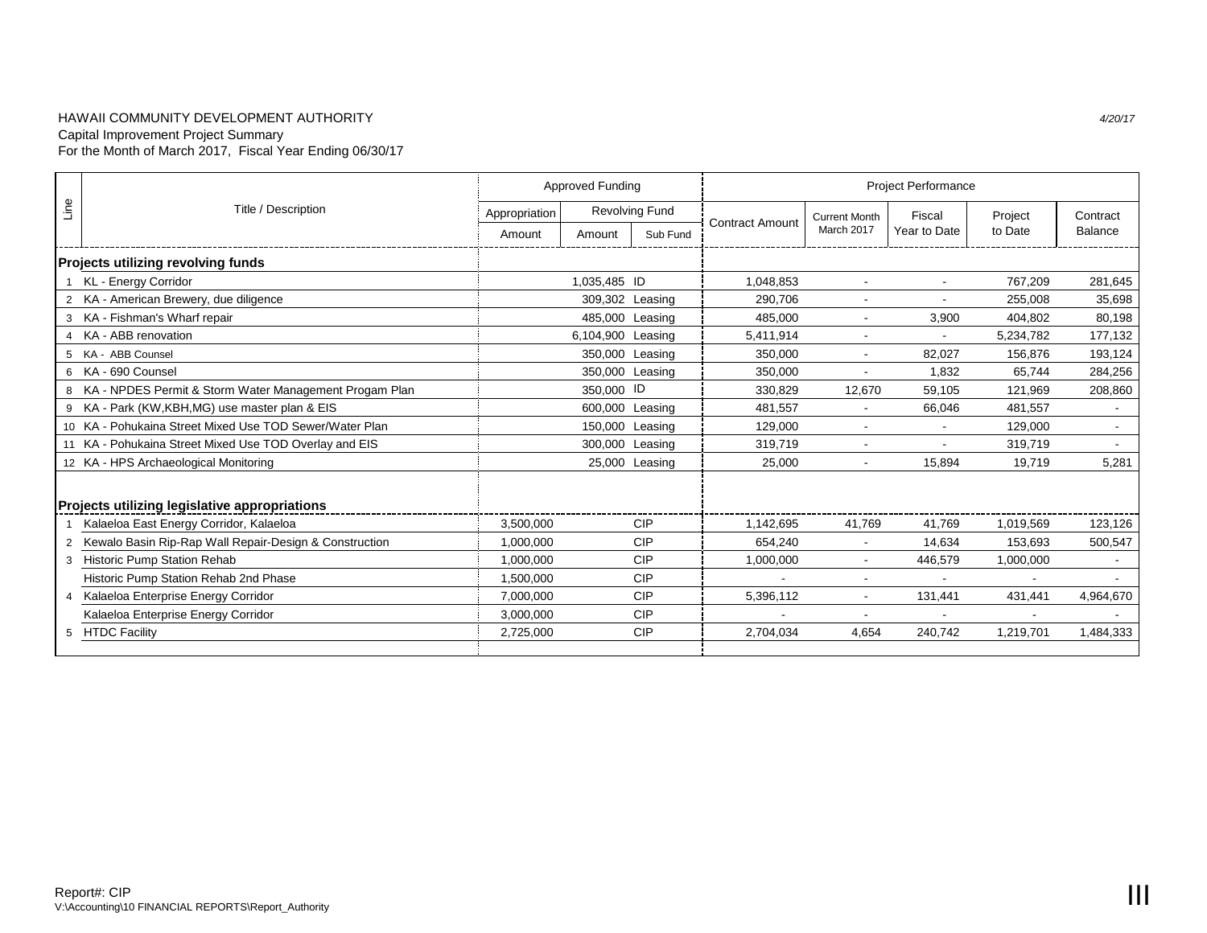HAWAII COMMUNITY DEVELOPMENT AUTHORITY

Capital Improvement Project Summary

For the Month of March 2017, Fiscal Year Ending 06/30/17

*4/20/17*

| Line | Title / Description | Approved Funding | | | Project Performance | | | | |
|---|---|---|---|---|---|---|---|---|---|
| | | Appropriation | Revolving Fund | | Contract Amount | Current Month | Fiscal | Project | Contract |
| | | Amount | Amount | Sub Fund | | March 2017 | Year to Date | to Date | Balance |
| | **Projects utilizing revolving funds** | | | | | | | | |
| 1 | KL - Energy Corridor | | 1,035,485 | ID | 1,048,853 | - | - | 767,209 | 281,645 |
| 2 | KA - American Brewery, due diligence | | 309,302 | Leasing | 290,706 | - | - | 255,008 | 35,698 |
| 3 | KA - Fishman's Wharf repair | | 485,000 | Leasing | 485,000 | - | 3,900 | 404,802 | 80,198 |
| 4 | KA - ABB renovation | | 6,104,900 | Leasing | 5,411,914 | - | - | 5,234,782 | 177,132 |
| 5 | KA - ABB Counsel | | 350,000 | Leasing | 350,000 | - | 82,027 | 156,876 | 193,124 |
| 6 | KA - 690 Counsel | | 350,000 | Leasing | 350,000 | - | 1,832 | 65,744 | 284,256 |
| 8 | KA - NPDES Permit & Storm Water Management Progam Plan | | 350,000 | ID | 330,829 | 12,670 | 59,105 | 121,969 | 208,860 |
| 9 | KA - Park (KW,KBH,MG) use master plan & EIS | | 600,000 | Leasing | 481,557 | - | 66,046 | 481,557 | - |
| 10 | KA - Pohukaina Street Mixed Use TOD Sewer/Water Plan | | 150,000 | Leasing | 129,000 | - | - | 129,000 | - |
| 11 | KA - Pohukaina Street Mixed Use TOD Overlay and EIS | | 300,000 | Leasing | 319,719 | - | - | 319,719 | - |
| 12 | KA - HPS Archaeological Monitoring | | 25,000 | Leasing | 25,000 | - | 15,894 | 19,719 | 5,281 |
| | **Projects utilizing legislative appropriations** | | | | | | | | |
| 1 | Kalaeloa East Energy Corridor, Kalaeloa | 3,500,000 | | CIP | 1,142,695 | 41,769 | 41,769 | 1,019,569 | 123,126 |
| 2 | Kewalo Basin Rip-Rap Wall Repair-Design & Construction | 1,000,000 | | CIP | 654,240 | - | 14,634 | 153,693 | 500,547 |
| 3 | Historic Pump Station Rehab | 1,000,000 | | CIP | 1,000,000 | - | 446,579 | 1,000,000 | - |
| | Historic Pump Station Rehab 2nd Phase | 1,500,000 | | CIP | - | - | - | - | - |
| 4 | Kalaeloa Enterprise Energy Corridor | 7,000,000 | | CIP | 5,396,112 | - | 131,441 | 431,441 | 4,964,670 |
| | Kalaeloa Enterprise Energy Corridor | 3,000,000 | | CIP | - | - | - | - | - |
| 5 | HTDC Facility | 2,725,000 | | CIP | 2,704,034 | 4,654 | 240,742 | 1,219,701 | 1,484,333 |

Report#: CIP

V:\Accounting\10 FINANCIAL REPORTS\Report_Authority

III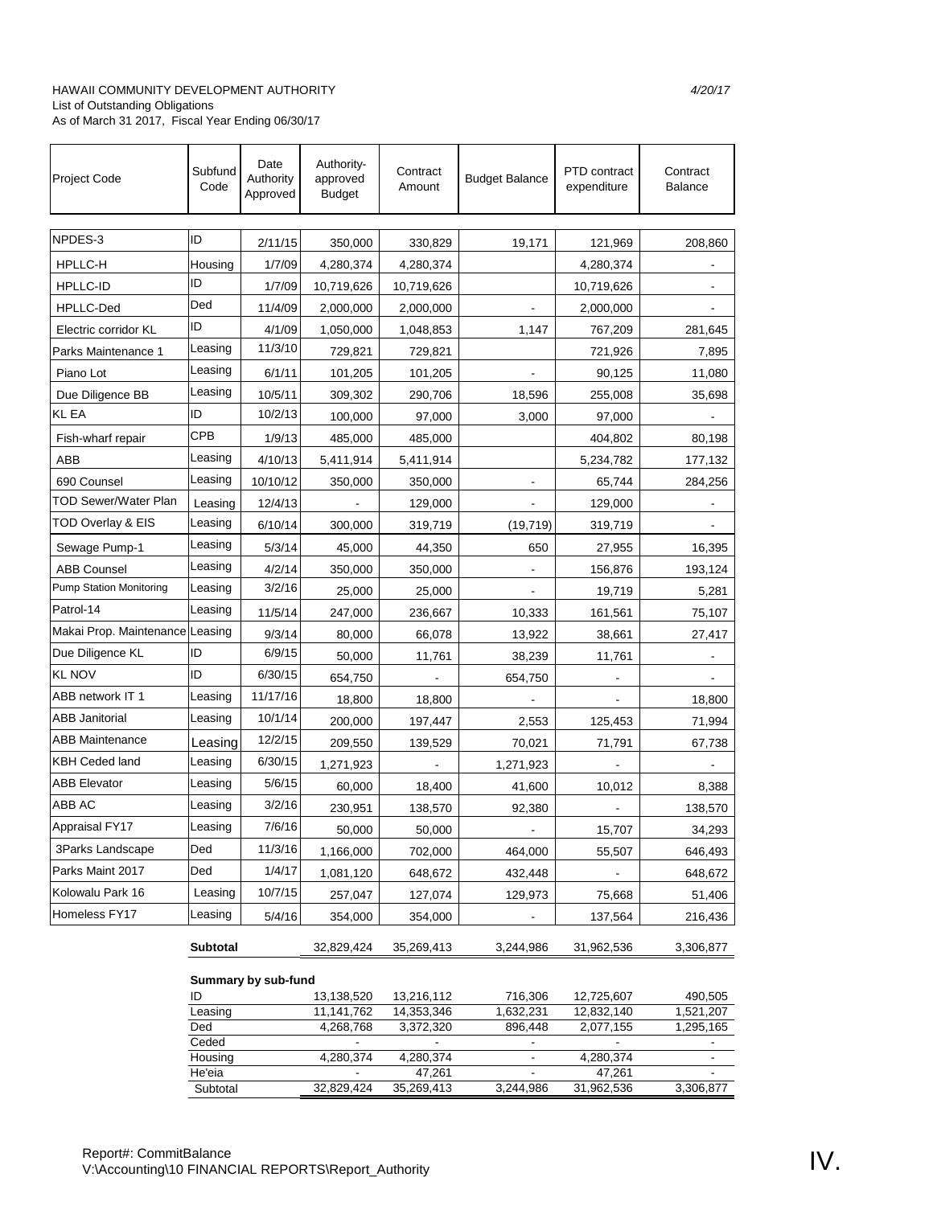HAWAII COMMUNITY DEVELOPMENT AUTHORITY

List of Outstanding Obligations

As of March 31 2017, Fiscal Year Ending 06/30/17

*4/20/17*

| Project Code | Subfund Code | Date Authority Approved | Authority-approved Budget | Contract Amount | Budget Balance | PTD contract expenditure | Contract Balance |
|---|---|---|---|---|---|---|---|
| NPDES-3 | ID | 2/11/15 | 350,000 | 330,829 | 19,171 | 121,969 | 208,860 |
| HPLLC-H | Housing | 1/7/09 | 4,280,374 | 4,280,374 | | 4,280,374 | - |
| HPLLC-ID | ID | 1/7/09 | 10,719,626 | 10,719,626 | | 10,719,626 | - |
| HPLLC-Ded | Ded | 11/4/09 | 2,000,000 | 2,000,000 | - | 2,000,000 | - |
| Electric corridor KL | ID | 4/1/09 | 1,050,000 | 1,048,853 | 1,147 | 767,209 | 281,645 |
| Parks Maintenance 1 | Leasing | 11/3/10 | 729,821 | 729,821 | | 721,926 | 7,895 |
| Piano Lot | Leasing | 6/1/11 | 101,205 | 101,205 | - | 90,125 | 11,080 |
| Due Diligence BB | Leasing | 10/5/11 | 309,302 | 290,706 | 18,596 | 255,008 | 35,698 |
| KL EA | ID | 10/2/13 | 100,000 | 97,000 | 3,000 | 97,000 | - |
| Fish-wharf repair | CPB | 1/9/13 | 485,000 | 485,000 | | 404,802 | 80,198 |
| ABB | Leasing | 4/10/13 | 5,411,914 | 5,411,914 | | 5,234,782 | 177,132 |
| 690 Counsel | Leasing | 10/10/12 | 350,000 | 350,000 | - | 65,744 | 284,256 |
| TOD Sewer/Water Plan | Leasing | 12/4/13 | - | 129,000 | - | 129,000 | - |
| TOD Overlay & EIS | Leasing | 6/10/14 | 300,000 | 319,719 | (19,719) | 319,719 | - |
| Sewage Pump-1 | Leasing | 5/3/14 | 45,000 | 44,350 | 650 | 27,955 | 16,395 |
| ABB Counsel | Leasing | 4/2/14 | 350,000 | 350,000 | - | 156,876 | 193,124 |
| Pump Station Monitoring | Leasing | 3/2/16 | 25,000 | 25,000 | - | 19,719 | 5,281 |
| Patrol-14 | Leasing | 11/5/14 | 247,000 | 236,667 | 10,333 | 161,561 | 75,107 |
| Makai Prop. Maintenance | Leasing | 9/3/14 | 80,000 | 66,078 | 13,922 | 38,661 | 27,417 |
| Due Diligence KL | ID | 6/9/15 | 50,000 | 11,761 | 38,239 | 11,761 | - |
| KL NOV | ID | 6/30/15 | 654,750 | - | 654,750 | - | - |
| ABB network IT 1 | Leasing | 11/17/16 | 18,800 | 18,800 | - | - | 18,800 |
| ABB Janitorial | Leasing | 10/1/14 | 200,000 | 197,447 | 2,553 | 125,453 | 71,994 |
| ABB Maintenance | Leasing | 12/2/15 | 209,550 | 139,529 | 70,021 | 71,791 | 67,738 |
| KBH Ceded land | Leasing | 6/30/15 | 1,271,923 | - | 1,271,923 | - | - |
| ABB Elevator | Leasing | 5/6/15 | 60,000 | 18,400 | 41,600 | 10,012 | 8,388 |
| ABB AC | Leasing | 3/2/16 | 230,951 | 138,570 | 92,380 | - | 138,570 |
| Appraisal FY17 | Leasing | 7/6/16 | 50,000 | 50,000 | - | 15,707 | 34,293 |
| 3Parks Landscape | Ded | 11/3/16 | 1,166,000 | 702,000 | 464,000 | 55,507 | 646,493 |
| Parks Maint 2017 | Ded | 1/4/17 | 1,081,120 | 648,672 | 432,448 | - | 648,672 |
| Kolowalu Park 16 | Leasing | 10/7/15 | 257,047 | 127,074 | 129,973 | 75,668 | 51,406 |
| Homeless FY17 | Leasing | 5/4/16 | 354,000 | 354,000 | - | 137,564 | 216,436 |
| | **Subtotal** | | 32,829,424 | 35,269,413 | 3,244,986 | 31,962,536 | 3,306,877 |

**Summary by sub-fund**

| | Authority-approved Budget | Contract Amount | Budget Balance | PTD contract expenditure | Contract Balance |
|---|---|---|---|---|---|
| ID | 13,138,520 | 13,216,112 | 716,306 | 12,725,607 | 490,505 |
| Leasing | 11,141,762 | 14,353,346 | 1,632,231 | 12,832,140 | 1,521,207 |
| Ded | 4,268,768 | 3,372,320 | 896,448 | 2,077,155 | 1,295,165 |
| Ceded | - | - | - | - | - |
| Housing | 4,280,374 | 4,280,374 | - | 4,280,374 | - |
| He'eia | - | 47,261 | - | 47,261 | - |
| Subtotal | 32,829,424 | 35,269,413 | 3,244,986 | 31,962,536 | 3,306,877 |

Report#: CommitBalance

V:\Accounting\10 FINANCIAL REPORTS\Report_Authority

IV.